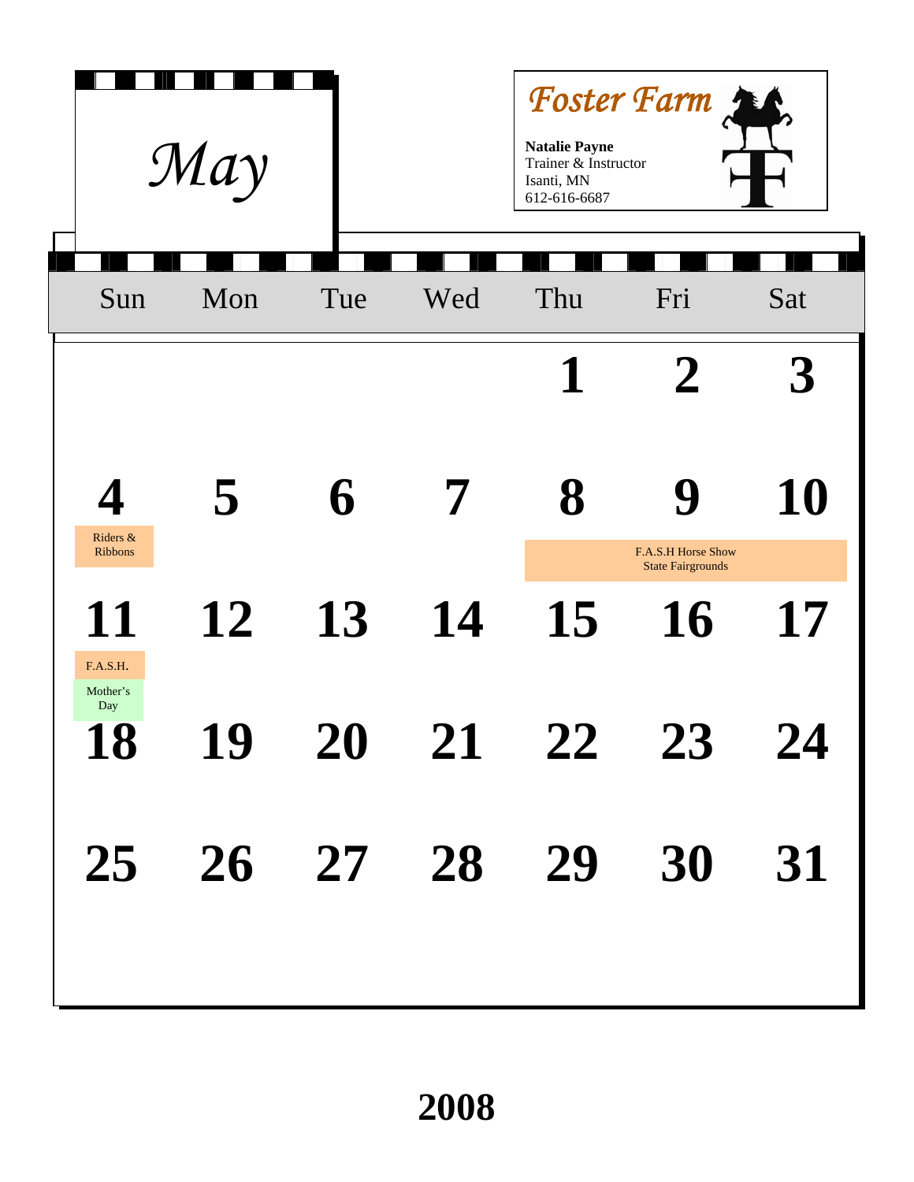# May

## Foster Farm

**Natalie Payne**
Trainer & Instructor
Isanti, MN
612-616-6687

| Sun | Mon | Tue | Wed | Thu | Fri | Sat |
|---|---|---|---|---|---|---|
| | | | | **1** | **2** | **3** |
| **4** Riders & Ribbons | **5** | **6** | **7** | **8** F.A.S.H Horse Show State Fairgrounds | **9** F.A.S.H Horse Show State Fairgrounds | **10** F.A.S.H Horse Show State Fairgrounds |
| **11** F.A.S.H. Mother's Day | **12** | **13** | **14** | **15** | **16** | **17** |
| **18** | **19** | **20** | **21** | **22** | **23** | **24** |
| **25** | **26** | **27** | **28** | **29** | **30** | **31** |

**2008**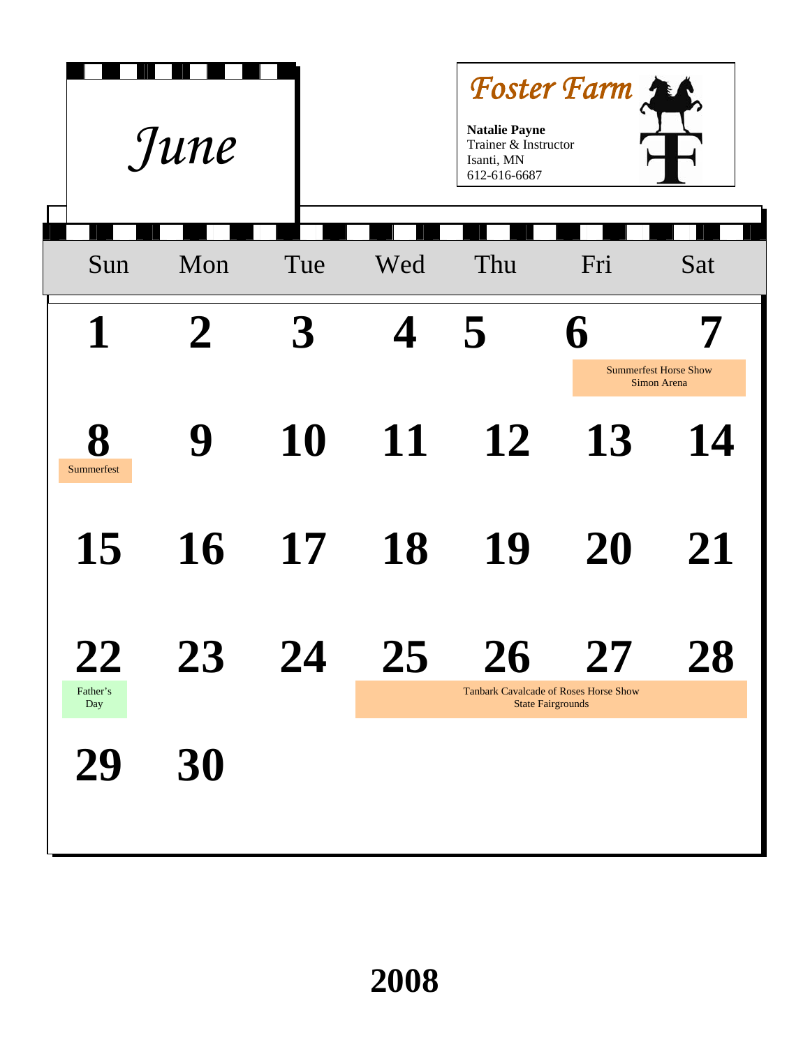# June

**Foster Farm**

**Natalie Payne**
Trainer & Instructor
Isanti, MN
612-616-6687

| Sun | Mon | Tue | Wed | Thu | Fri | Sat |
|---|---|---|---|---|---|---|
| **1** | **2** | **3** | **4** | **5** | **6** | **7** Summerfest Horse Show Simon Arena |
| **8** Summerfest | **9** | **10** | **11** | **12** | **13** | **14** |
| **15** | **16** | **17** | **18** | **19** | **20** | **21** |
| **22** Father's Day | **23** | **24** | **25** Tanbark Cavalcade of Roses Horse Show State Fairgrounds | **26** Tanbark Cavalcade of Roses Horse Show State Fairgrounds | **27** Tanbark Cavalcade of Roses Horse Show State Fairgrounds | **28** Tanbark Cavalcade of Roses Horse Show State Fairgrounds |
| **29** | **30** | | | | | |

**2008**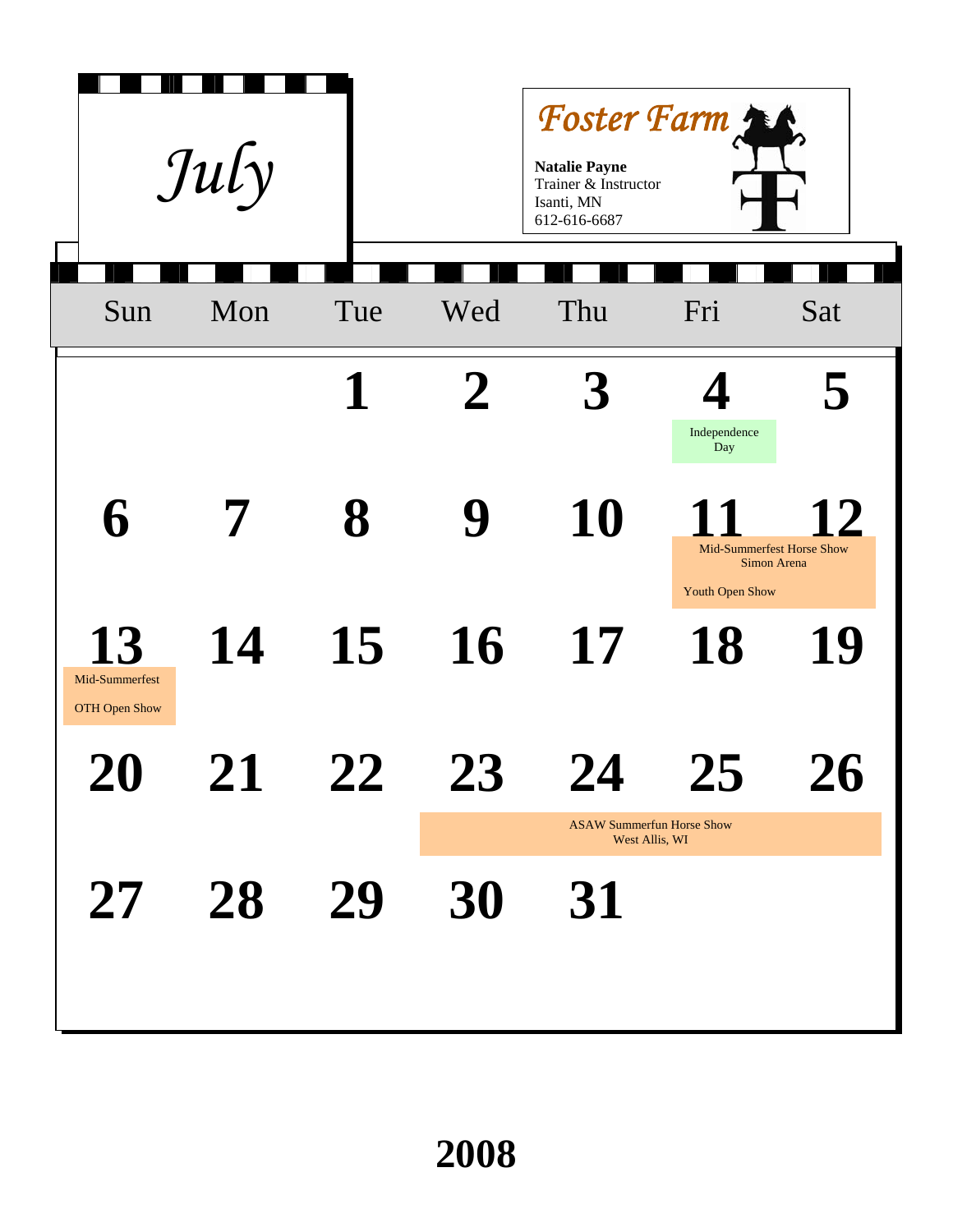# July

**Foster Farm**

**Natalie Payne**
Trainer & Instructor
Isanti, MN
612-616-6687

| Sun | Mon | Tue | Wed | Thu | Fri | Sat |
|---|---|---|---|---|---|---|
| | | **1** | **2** | **3** | **4** Independence Day | **5** |
| **6** | **7** | **8** | **9** | **10** | **11** Mid-Summerfest Horse Show Simon Arena; Youth Open Show | **12** Mid-Summerfest Horse Show Simon Arena |
| **13** Mid-Summerfest OTH Open Show | **14** | **15** | **16** | **17** | **18** | **19** |
| **20** | **21** | **22** | **23** ASAW Summerfun Horse Show West Allis, WI | **24** ASAW Summerfun Horse Show West Allis, WI | **25** ASAW Summerfun Horse Show West Allis, WI | **26** ASAW Summerfun Horse Show West Allis, WI |
| **27** | **28** | **29** | **30** | **31** | | |

**2008**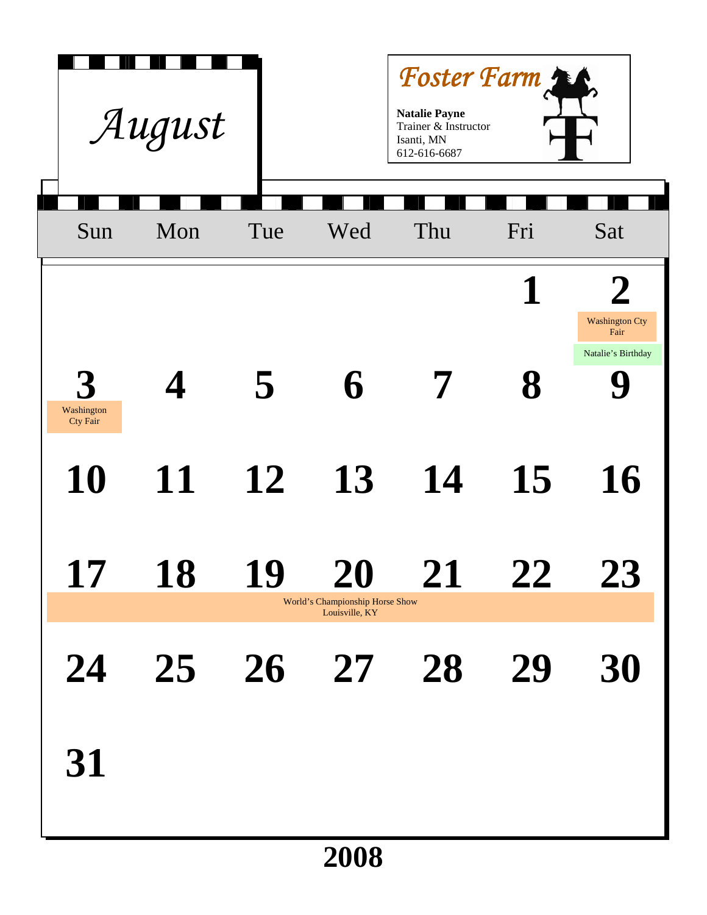# August 2008

**Foster Farm**

**Natalie Payne**
Trainer & Instructor
Isanti, MN
612-616-6687

| Sun | Mon | Tue | Wed | Thu | Fri | Sat |
|---|---|---|---|---|---|---|
| | | | | | **1** | **2** Washington Cty Fair; Natalie's Birthday |
| **3** Washington Cty Fair | **4** | **5** | **6** | **7** | **8** | **9** |
| **10** | **11** | **12** | **13** | **14** | **15** | **16** |
| **17** World's Championship Horse Show Louisville, KY | **18** World's Championship Horse Show Louisville, KY | **19** World's Championship Horse Show Louisville, KY | **20** World's Championship Horse Show Louisville, KY | **21** World's Championship Horse Show Louisville, KY | **22** World's Championship Horse Show Louisville, KY | **23** World's Championship Horse Show Louisville, KY |
| **24** | **25** | **26** | **27** | **28** | **29** | **30** |
| **31** | | | | | | |

**2008**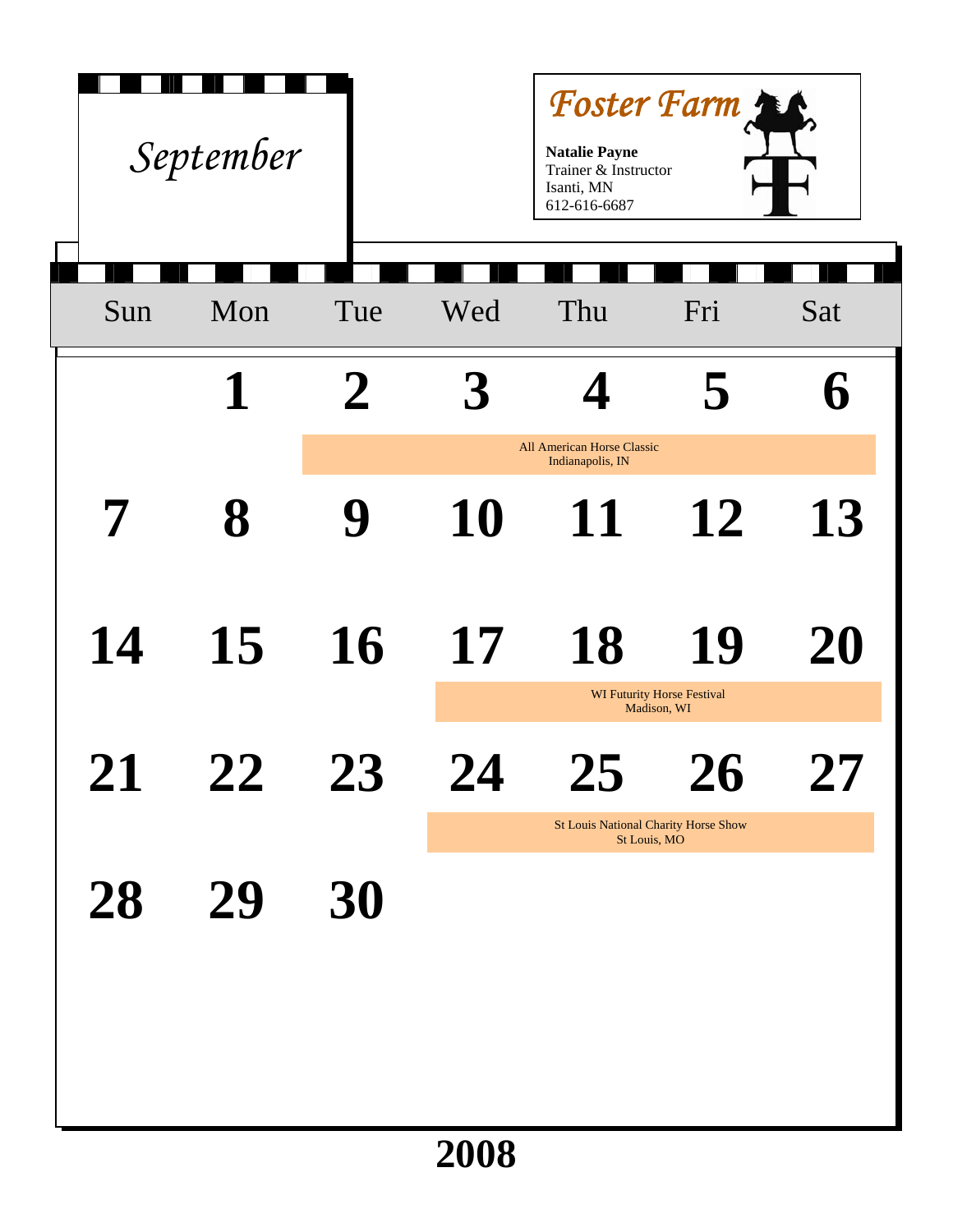# September

**Foster Farm**

**Natalie Payne**
Trainer & Instructor
Isanti, MN
612-616-6687

| Sun | Mon | Tue | Wed | Thu | Fri | Sat |
|---|---|---|---|---|---|---|
| | **1** | **2** | **3** | **4** | **5** | **6** |
| | | All American Horse Classic, Indianapolis, IN | | | | |
| **7** | **8** | **9** | **10** | **11** | **12** | **13** |
| **14** | **15** | **16** | **17** | **18** | **19** | **20** |
| | | | WI Futurity Horse Festival, Madison, WI | | | |
| **21** | **22** | **23** | **24** | **25** | **26** | **27** |
| | | | St Louis National Charity Horse Show, St Louis, MO | | | |
| **28** | **29** | **30** | | | | |

**2008**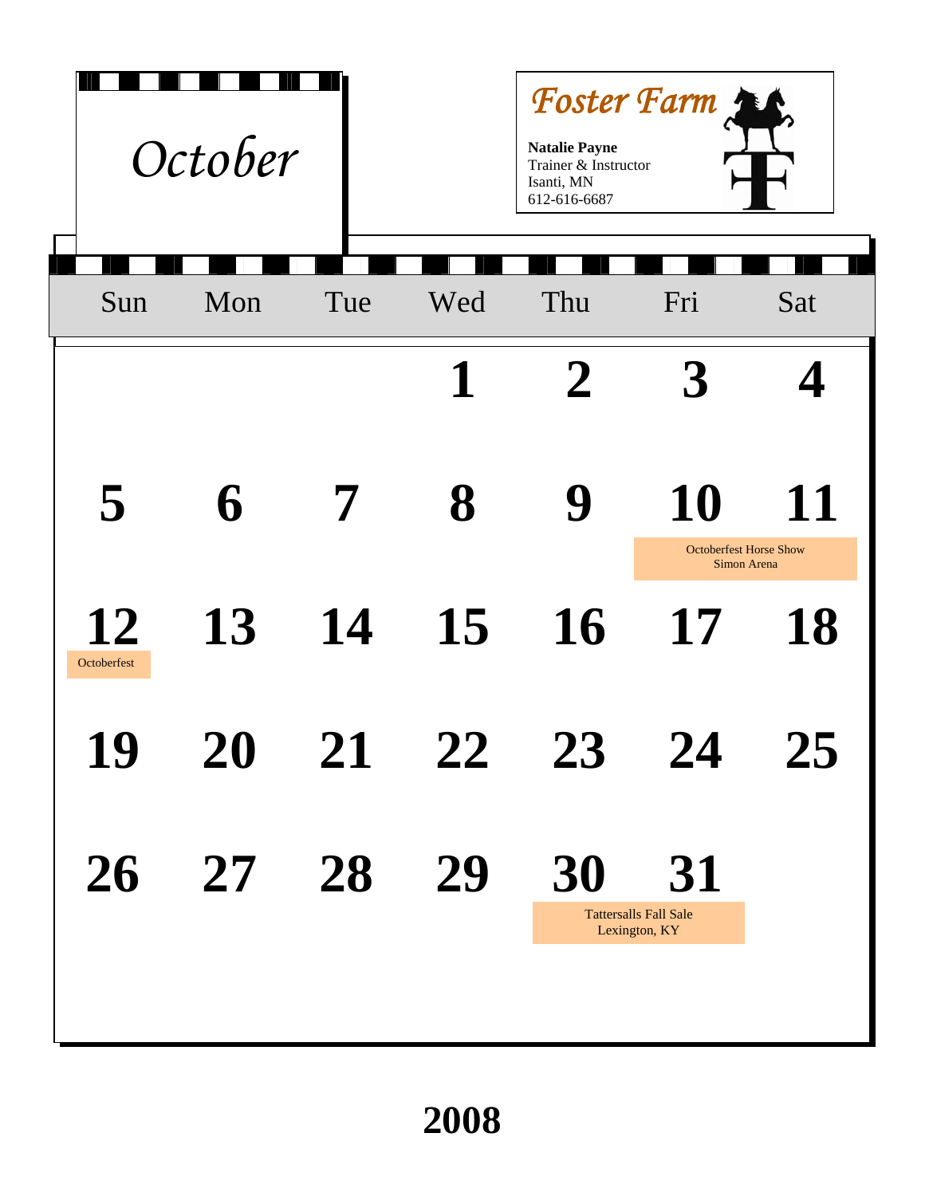# October

## Foster Farm

**Natalie Payne**
Trainer & Instructor
Isanti, MN
612-616-6687

| Sun | Mon | Tue | Wed | Thu | Fri | Sat |
|---|---|---|---|---|---|---|
| | | | **1** | **2** | **3** | **4** |
| **5** | **6** | **7** | **8** | **9** | **10** Octoberfest Horse Show Simon Arena | **11** Octoberfest Horse Show Simon Arena |
| **12** Octoberfest | **13** | **14** | **15** | **16** | **17** | **18** |
| **19** | **20** | **21** | **22** | **23** | **24** | **25** |
| **26** | **27** | **28** | **29** | **30** Tattersalls Fall Sale Lexington, KY | **31** Tattersalls Fall Sale Lexington, KY | |

**2008**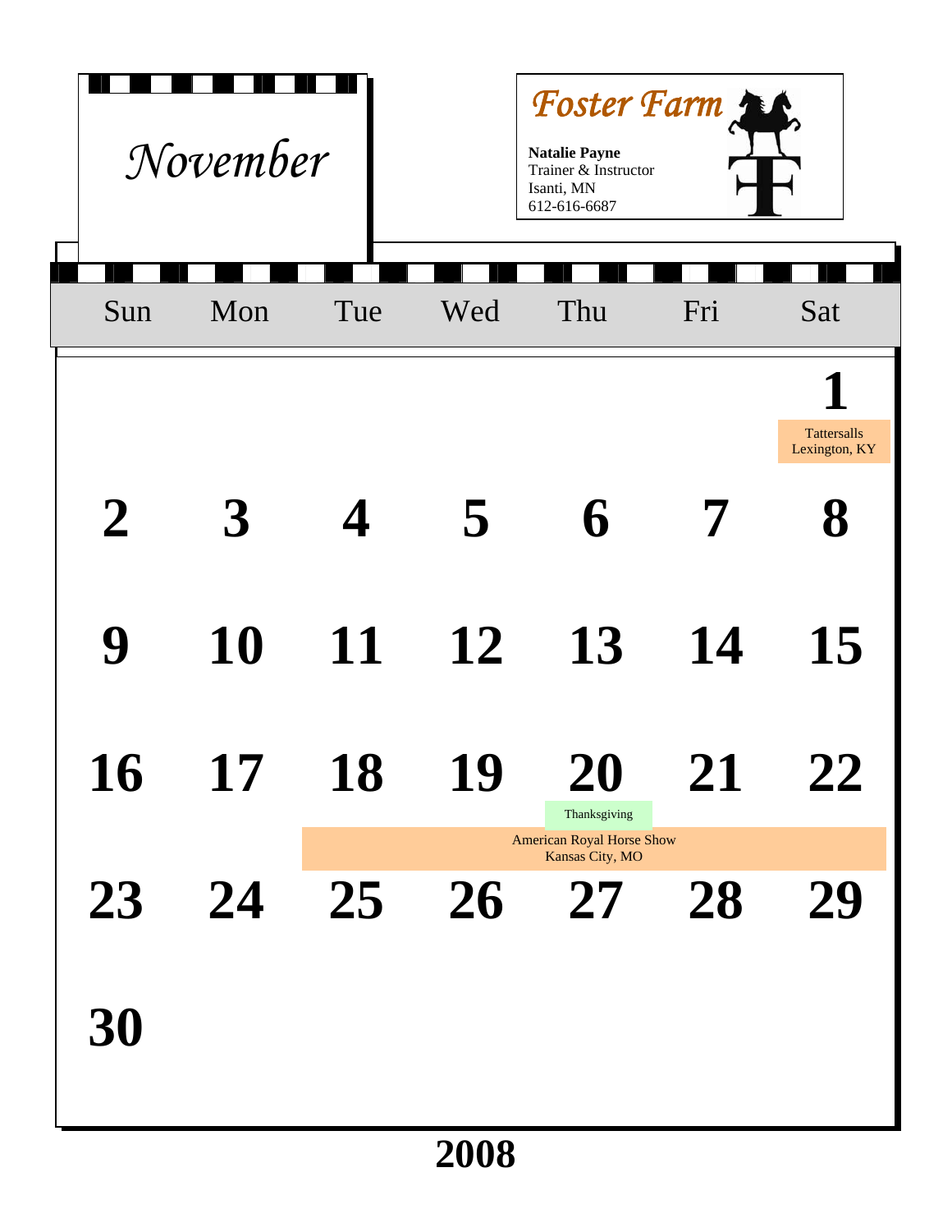# November

**Foster Farm**

**Natalie Payne**
Trainer & Instructor
Isanti, MN
612-616-6687

| Sun | Mon | Tue | Wed | Thu | Fri | Sat |
|---|---|---|---|---|---|---|
| | | | | | | **1** Tattersalls Lexington, KY |
| **2** | **3** | **4** | **5** | **6** | **7** | **8** |
| **9** | **10** | **11** | **12** | **13** | **14** | **15** |
| **16** | **17** | **18** American Royal Horse Show Kansas City, MO | **19** American Royal Horse Show Kansas City, MO | **20** Thanksgiving; American Royal Horse Show Kansas City, MO | **21** American Royal Horse Show Kansas City, MO | **22** American Royal Horse Show Kansas City, MO |
| **23** | **24** | **25** | **26** | **27** | **28** | **29** |
| **30** | | | | | | |

**2008**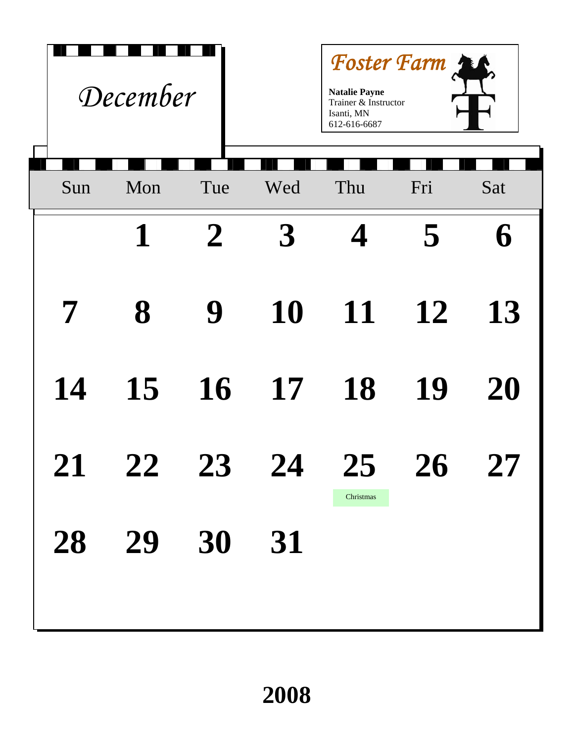# December

## Foster Farm

**Natalie Payne**
Trainer & Instructor
Isanti, MN
612-616-6687

| Sun | Mon | Tue | Wed | Thu | Fri | Sat |
|---|---|---|---|---|---|---|
| | **1** | **2** | **3** | **4** | **5** | **6** |
| **7** | **8** | **9** | **10** | **11** | **12** | **13** |
| **14** | **15** | **16** | **17** | **18** | **19** | **20** |
| **21** | **22** | **23** | **24** | **25** Christmas | **26** | **27** |
| **28** | **29** | **30** | **31** | | | |

**2008**